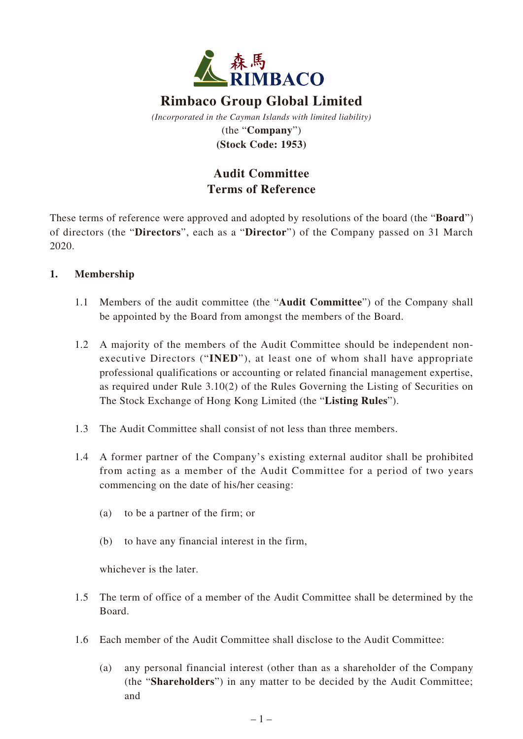森馬 RIMBACO

# Rimbaco Group Global Limited

*(Incorporated in the Cayman Islands with limited liability)*

(the "**Company**")

**(Stock Code: 1953)**

## Audit Committee
## Terms of Reference

These terms of reference were approved and adopted by resolutions of the board (the "**Board**") of directors (the "**Directors**", each as a "**Director**") of the Company passed on 31 March 2020.

### 1. Membership

1.1 Members of the audit committee (the "**Audit Committee**") of the Company shall be appointed by the Board from amongst the members of the Board.

1.2 A majority of the members of the Audit Committee should be independent non-executive Directors ("**INED**"), at least one of whom shall have appropriate professional qualifications or accounting or related financial management expertise, as required under Rule 3.10(2) of the Rules Governing the Listing of Securities on The Stock Exchange of Hong Kong Limited (the "**Listing Rules**").

1.3 The Audit Committee shall consist of not less than three members.

1.4 A former partner of the Company's existing external auditor shall be prohibited from acting as a member of the Audit Committee for a period of two years commencing on the date of his/her ceasing:

(a) to be a partner of the firm; or

(b) to have any financial interest in the firm,

whichever is the later.

1.5 The term of office of a member of the Audit Committee shall be determined by the Board.

1.6 Each member of the Audit Committee shall disclose to the Audit Committee:

(a) any personal financial interest (other than as a shareholder of the Company (the "**Shareholders**") in any matter to be decided by the Audit Committee; and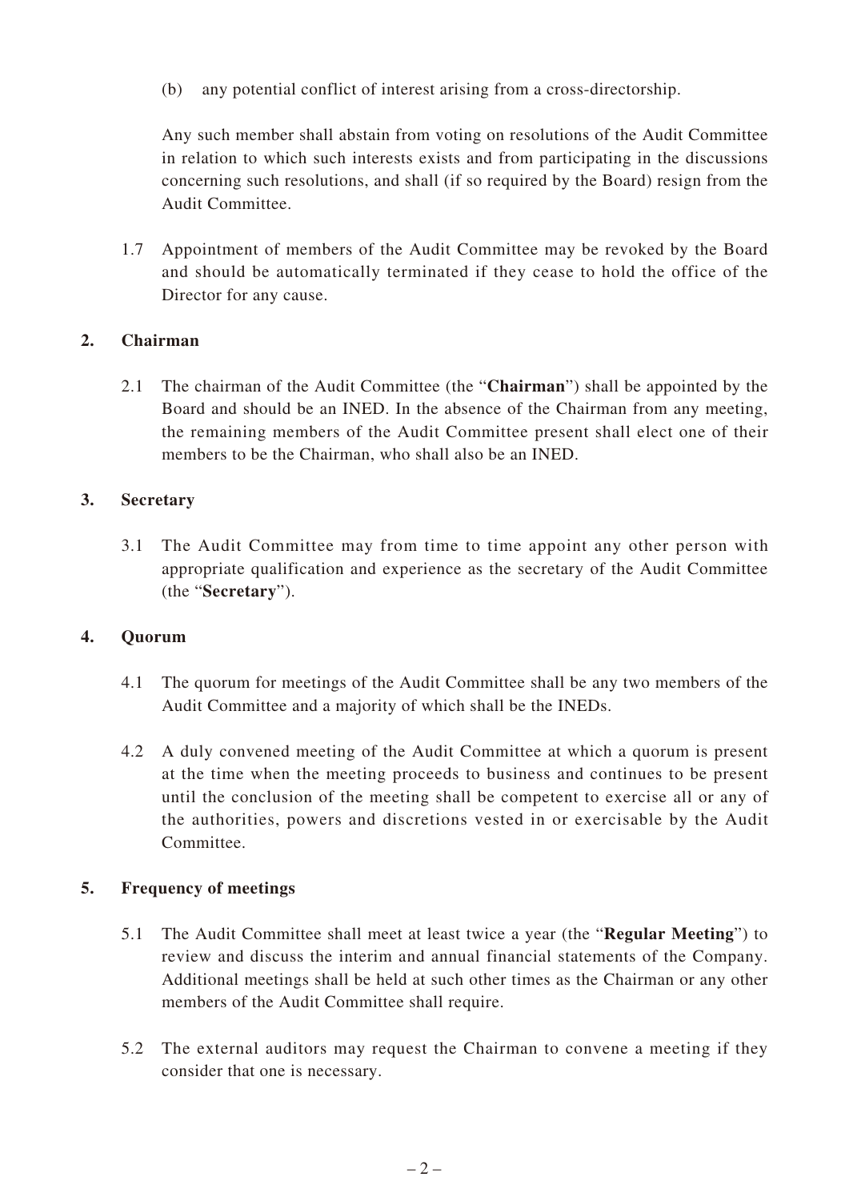(b) any potential conflict of interest arising from a cross-directorship.

Any such member shall abstain from voting on resolutions of the Audit Committee in relation to which such interests exists and from participating in the discussions concerning such resolutions, and shall (if so required by the Board) resign from the Audit Committee.

1.7 Appointment of members of the Audit Committee may be revoked by the Board and should be automatically terminated if they cease to hold the office of the Director for any cause.

## 2. Chairman

2.1 The chairman of the Audit Committee (the "**Chairman**") shall be appointed by the Board and should be an INED. In the absence of the Chairman from any meeting, the remaining members of the Audit Committee present shall elect one of their members to be the Chairman, who shall also be an INED.

## 3. Secretary

3.1 The Audit Committee may from time to time appoint any other person with appropriate qualification and experience as the secretary of the Audit Committee (the "**Secretary**").

## 4. Quorum

4.1 The quorum for meetings of the Audit Committee shall be any two members of the Audit Committee and a majority of which shall be the INEDs.

4.2 A duly convened meeting of the Audit Committee at which a quorum is present at the time when the meeting proceeds to business and continues to be present until the conclusion of the meeting shall be competent to exercise all or any of the authorities, powers and discretions vested in or exercisable by the Audit Committee.

## 5. Frequency of meetings

5.1 The Audit Committee shall meet at least twice a year (the "**Regular Meeting**") to review and discuss the interim and annual financial statements of the Company. Additional meetings shall be held at such other times as the Chairman or any other members of the Audit Committee shall require.

5.2 The external auditors may request the Chairman to convene a meeting if they consider that one is necessary.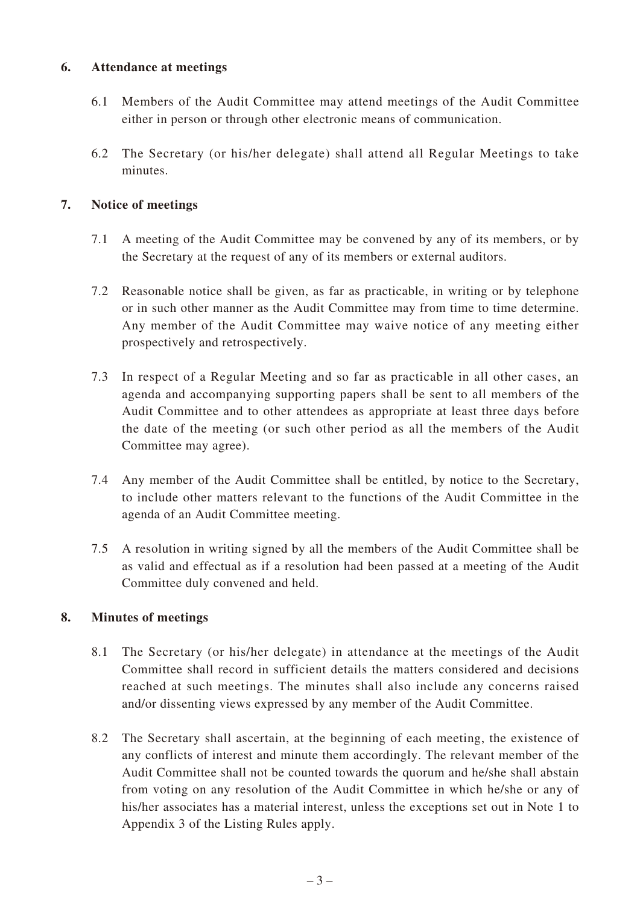## 6. Attendance at meetings

6.1 Members of the Audit Committee may attend meetings of the Audit Committee either in person or through other electronic means of communication.

6.2 The Secretary (or his/her delegate) shall attend all Regular Meetings to take minutes.

## 7. Notice of meetings

7.1 A meeting of the Audit Committee may be convened by any of its members, or by the Secretary at the request of any of its members or external auditors.

7.2 Reasonable notice shall be given, as far as practicable, in writing or by telephone or in such other manner as the Audit Committee may from time to time determine. Any member of the Audit Committee may waive notice of any meeting either prospectively and retrospectively.

7.3 In respect of a Regular Meeting and so far as practicable in all other cases, an agenda and accompanying supporting papers shall be sent to all members of the Audit Committee and to other attendees as appropriate at least three days before the date of the meeting (or such other period as all the members of the Audit Committee may agree).

7.4 Any member of the Audit Committee shall be entitled, by notice to the Secretary, to include other matters relevant to the functions of the Audit Committee in the agenda of an Audit Committee meeting.

7.5 A resolution in writing signed by all the members of the Audit Committee shall be as valid and effectual as if a resolution had been passed at a meeting of the Audit Committee duly convened and held.

## 8. Minutes of meetings

8.1 The Secretary (or his/her delegate) in attendance at the meetings of the Audit Committee shall record in sufficient details the matters considered and decisions reached at such meetings. The minutes shall also include any concerns raised and/or dissenting views expressed by any member of the Audit Committee.

8.2 The Secretary shall ascertain, at the beginning of each meeting, the existence of any conflicts of interest and minute them accordingly. The relevant member of the Audit Committee shall not be counted towards the quorum and he/she shall abstain from voting on any resolution of the Audit Committee in which he/she or any of his/her associates has a material interest, unless the exceptions set out in Note 1 to Appendix 3 of the Listing Rules apply.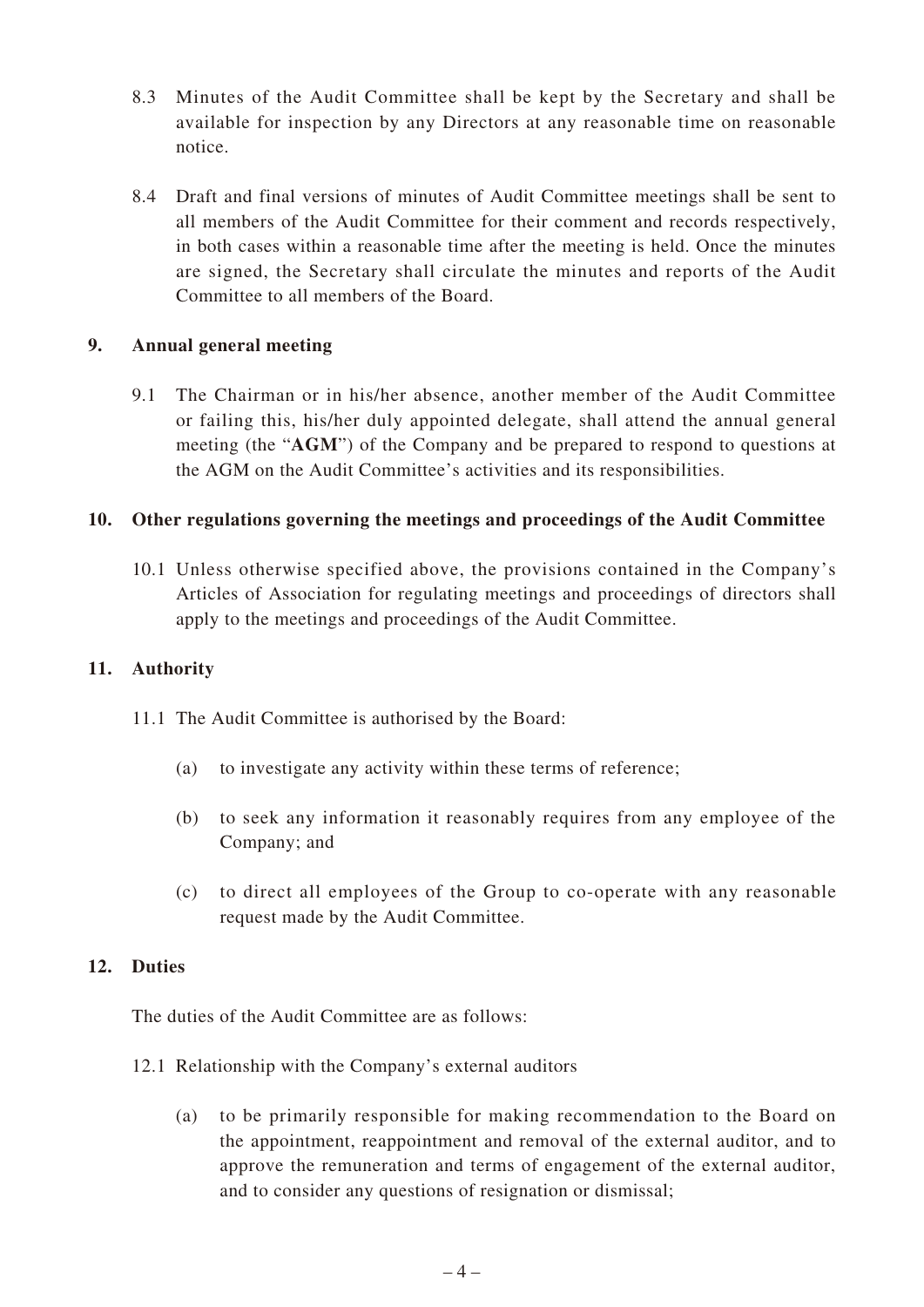8.3 Minutes of the Audit Committee shall be kept by the Secretary and shall be available for inspection by any Directors at any reasonable time on reasonable notice.

8.4 Draft and final versions of minutes of Audit Committee meetings shall be sent to all members of the Audit Committee for their comment and records respectively, in both cases within a reasonable time after the meeting is held. Once the minutes are signed, the Secretary shall circulate the minutes and reports of the Audit Committee to all members of the Board.

## 9. Annual general meeting

9.1 The Chairman or in his/her absence, another member of the Audit Committee or failing this, his/her duly appointed delegate, shall attend the annual general meeting (the "**AGM**") of the Company and be prepared to respond to questions at the AGM on the Audit Committee's activities and its responsibilities.

## 10. Other regulations governing the meetings and proceedings of the Audit Committee

10.1 Unless otherwise specified above, the provisions contained in the Company's Articles of Association for regulating meetings and proceedings of directors shall apply to the meetings and proceedings of the Audit Committee.

## 11. Authority

11.1 The Audit Committee is authorised by the Board:

(a) to investigate any activity within these terms of reference;

(b) to seek any information it reasonably requires from any employee of the Company; and

(c) to direct all employees of the Group to co-operate with any reasonable request made by the Audit Committee.

## 12. Duties

The duties of the Audit Committee are as follows:

12.1 Relationship with the Company's external auditors

(a) to be primarily responsible for making recommendation to the Board on the appointment, reappointment and removal of the external auditor, and to approve the remuneration and terms of engagement of the external auditor, and to consider any questions of resignation or dismissal;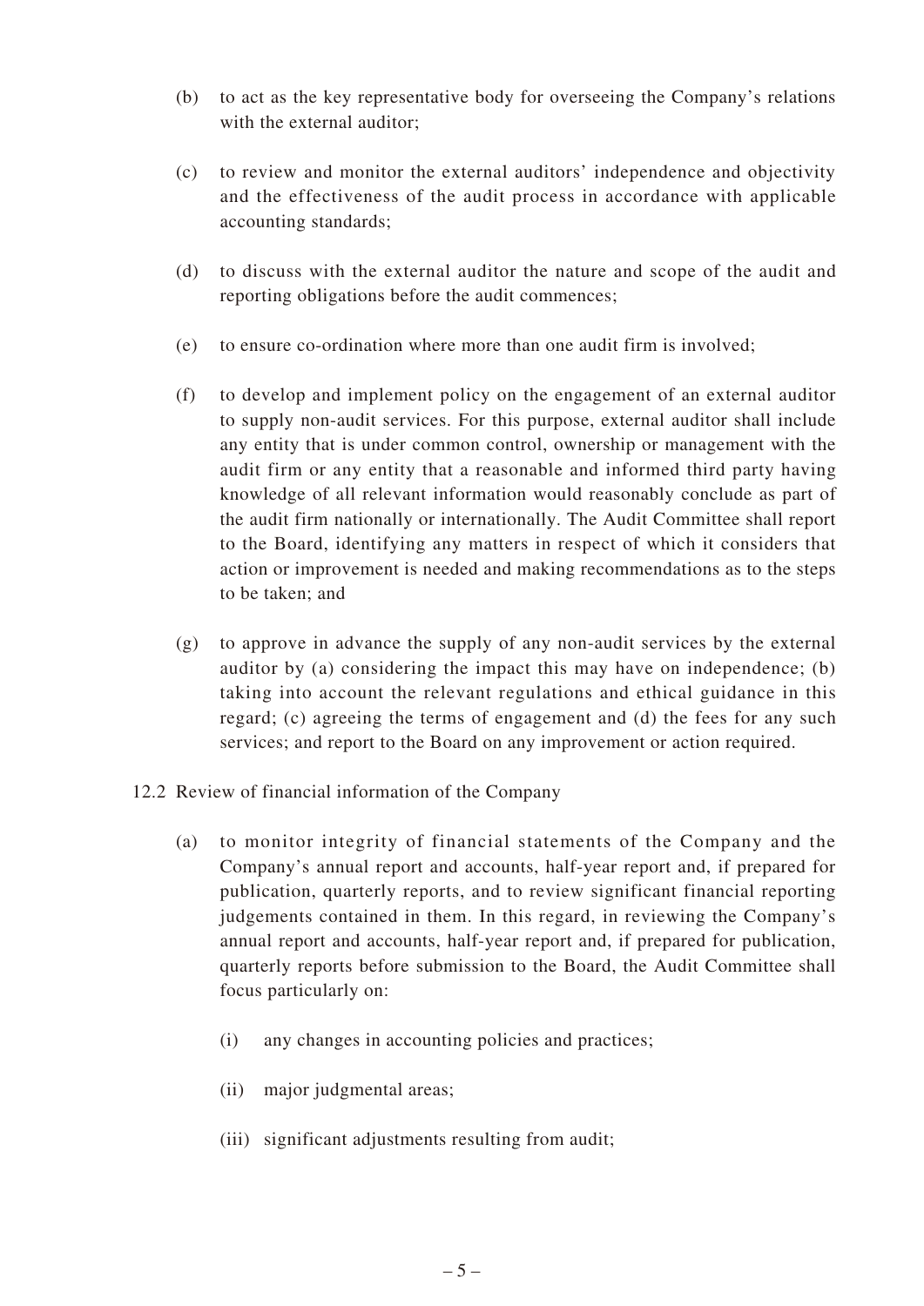(b) to act as the key representative body for overseeing the Company's relations with the external auditor;

(c) to review and monitor the external auditors' independence and objectivity and the effectiveness of the audit process in accordance with applicable accounting standards;

(d) to discuss with the external auditor the nature and scope of the audit and reporting obligations before the audit commences;

(e) to ensure co-ordination where more than one audit firm is involved;

(f) to develop and implement policy on the engagement of an external auditor to supply non-audit services. For this purpose, external auditor shall include any entity that is under common control, ownership or management with the audit firm or any entity that a reasonable and informed third party having knowledge of all relevant information would reasonably conclude as part of the audit firm nationally or internationally. The Audit Committee shall report to the Board, identifying any matters in respect of which it considers that action or improvement is needed and making recommendations as to the steps to be taken; and

(g) to approve in advance the supply of any non-audit services by the external auditor by (a) considering the impact this may have on independence; (b) taking into account the relevant regulations and ethical guidance in this regard; (c) agreeing the terms of engagement and (d) the fees for any such services; and report to the Board on any improvement or action required.

12.2 Review of financial information of the Company

(a) to monitor integrity of financial statements of the Company and the Company's annual report and accounts, half-year report and, if prepared for publication, quarterly reports, and to review significant financial reporting judgements contained in them. In this regard, in reviewing the Company's annual report and accounts, half-year report and, if prepared for publication, quarterly reports before submission to the Board, the Audit Committee shall focus particularly on:

(i) any changes in accounting policies and practices;

(ii) major judgmental areas;

(iii) significant adjustments resulting from audit;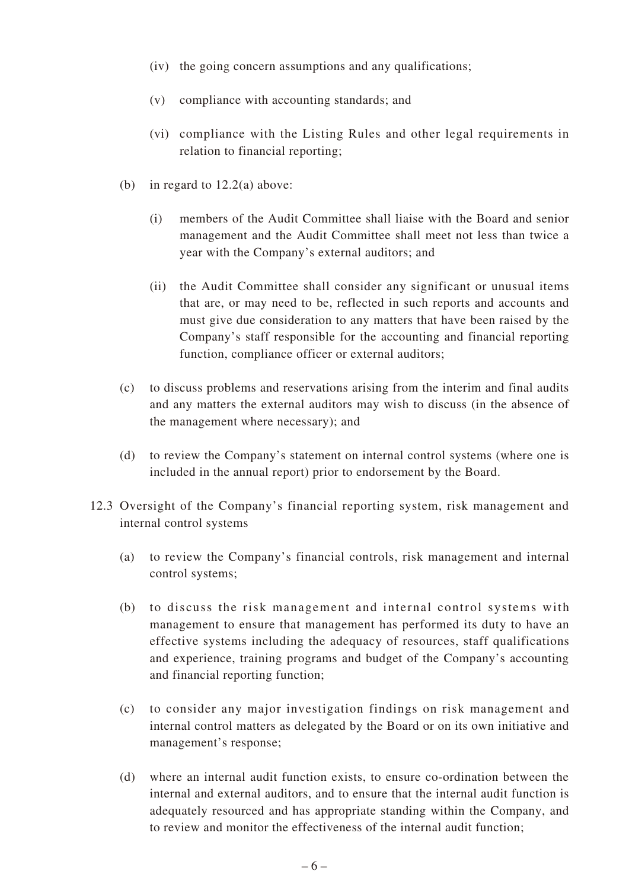(iv) the going concern assumptions and any qualifications;

(v) compliance with accounting standards; and

(vi) compliance with the Listing Rules and other legal requirements in relation to financial reporting;

(b) in regard to 12.2(a) above:

(i) members of the Audit Committee shall liaise with the Board and senior management and the Audit Committee shall meet not less than twice a year with the Company's external auditors; and

(ii) the Audit Committee shall consider any significant or unusual items that are, or may need to be, reflected in such reports and accounts and must give due consideration to any matters that have been raised by the Company's staff responsible for the accounting and financial reporting function, compliance officer or external auditors;

(c) to discuss problems and reservations arising from the interim and final audits and any matters the external auditors may wish to discuss (in the absence of the management where necessary); and

(d) to review the Company's statement on internal control systems (where one is included in the annual report) prior to endorsement by the Board.

12.3 Oversight of the Company's financial reporting system, risk management and internal control systems

(a) to review the Company's financial controls, risk management and internal control systems;

(b) to discuss the risk management and internal control systems with management to ensure that management has performed its duty to have an effective systems including the adequacy of resources, staff qualifications and experience, training programs and budget of the Company's accounting and financial reporting function;

(c) to consider any major investigation findings on risk management and internal control matters as delegated by the Board or on its own initiative and management's response;

(d) where an internal audit function exists, to ensure co-ordination between the internal and external auditors, and to ensure that the internal audit function is adequately resourced and has appropriate standing within the Company, and to review and monitor the effectiveness of the internal audit function;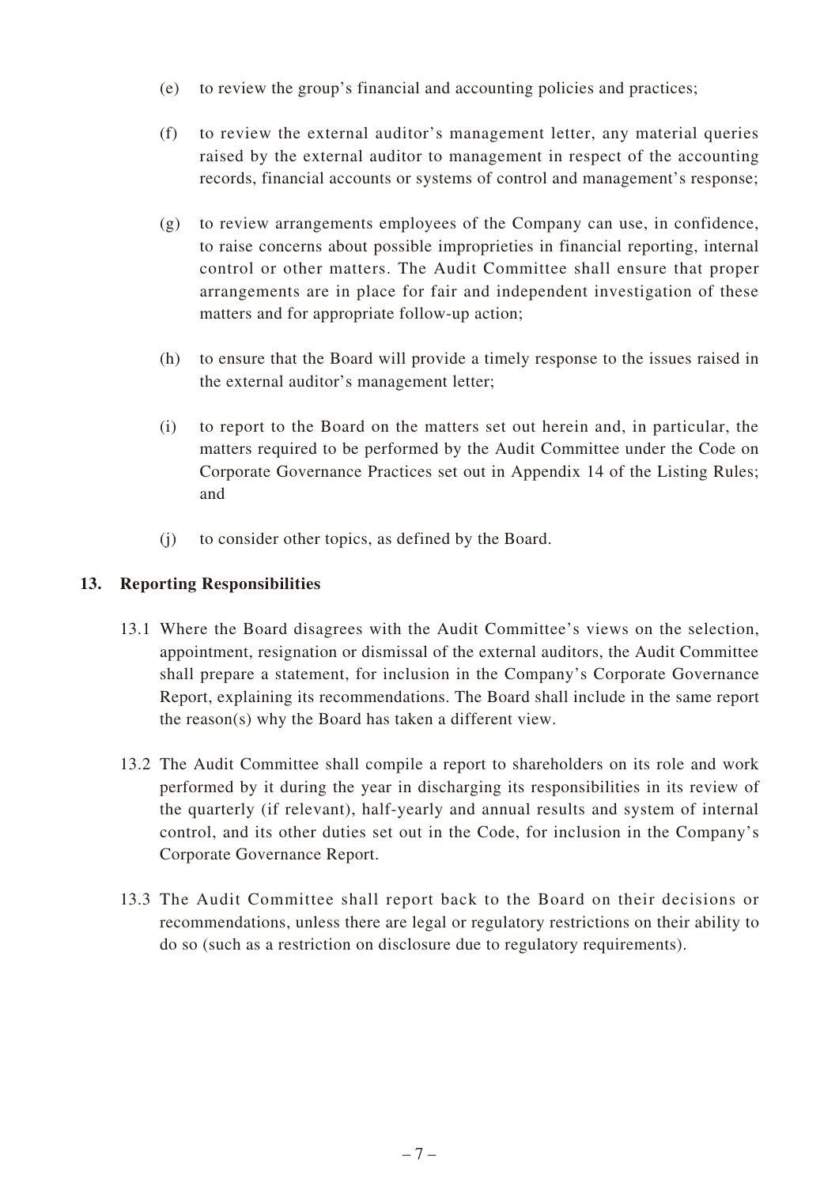(e) to review the group's financial and accounting policies and practices;

(f) to review the external auditor's management letter, any material queries raised by the external auditor to management in respect of the accounting records, financial accounts or systems of control and management's response;

(g) to review arrangements employees of the Company can use, in confidence, to raise concerns about possible improprieties in financial reporting, internal control or other matters. The Audit Committee shall ensure that proper arrangements are in place for fair and independent investigation of these matters and for appropriate follow-up action;

(h) to ensure that the Board will provide a timely response to the issues raised in the external auditor's management letter;

(i) to report to the Board on the matters set out herein and, in particular, the matters required to be performed by the Audit Committee under the Code on Corporate Governance Practices set out in Appendix 14 of the Listing Rules; and

(j) to consider other topics, as defined by the Board.

**13. Reporting Responsibilities**

13.1 Where the Board disagrees with the Audit Committee's views on the selection, appointment, resignation or dismissal of the external auditors, the Audit Committee shall prepare a statement, for inclusion in the Company's Corporate Governance Report, explaining its recommendations. The Board shall include in the same report the reason(s) why the Board has taken a different view.

13.2 The Audit Committee shall compile a report to shareholders on its role and work performed by it during the year in discharging its responsibilities in its review of the quarterly (if relevant), half-yearly and annual results and system of internal control, and its other duties set out in the Code, for inclusion in the Company's Corporate Governance Report.

13.3 The Audit Committee shall report back to the Board on their decisions or recommendations, unless there are legal or regulatory restrictions on their ability to do so (such as a restriction on disclosure due to regulatory requirements).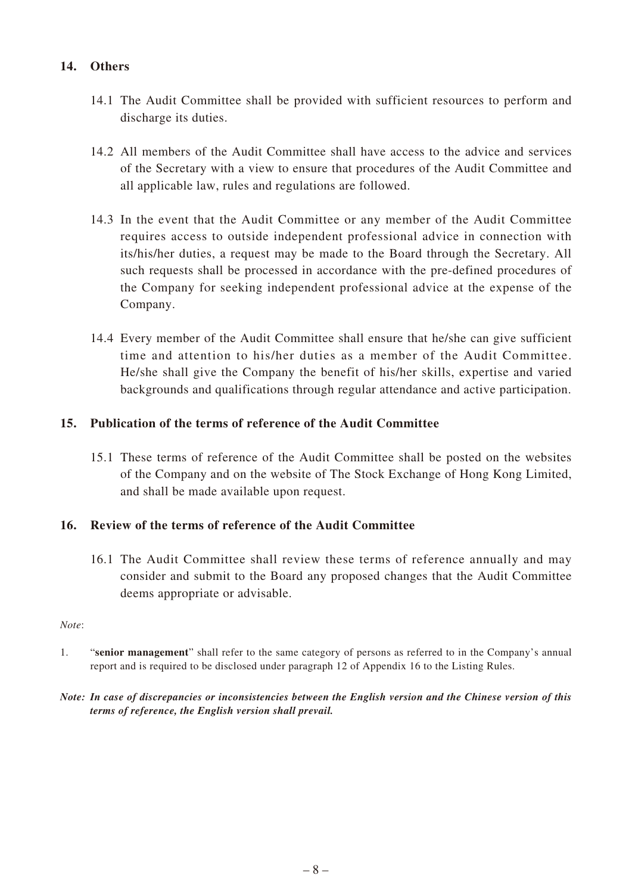## 14. Others

14.1 The Audit Committee shall be provided with sufficient resources to perform and discharge its duties.

14.2 All members of the Audit Committee shall have access to the advice and services of the Secretary with a view to ensure that procedures of the Audit Committee and all applicable law, rules and regulations are followed.

14.3 In the event that the Audit Committee or any member of the Audit Committee requires access to outside independent professional advice in connection with its/his/her duties, a request may be made to the Board through the Secretary. All such requests shall be processed in accordance with the pre-defined procedures of the Company for seeking independent professional advice at the expense of the Company.

14.4 Every member of the Audit Committee shall ensure that he/she can give sufficient time and attention to his/her duties as a member of the Audit Committee. He/she shall give the Company the benefit of his/her skills, expertise and varied backgrounds and qualifications through regular attendance and active participation.

## 15. Publication of the terms of reference of the Audit Committee

15.1 These terms of reference of the Audit Committee shall be posted on the websites of the Company and on the website of The Stock Exchange of Hong Kong Limited, and shall be made available upon request.

## 16. Review of the terms of reference of the Audit Committee

16.1 The Audit Committee shall review these terms of reference annually and may consider and submit to the Board any proposed changes that the Audit Committee deems appropriate or advisable.

*Note*:

1. "**senior management**" shall refer to the same category of persons as referred to in the Company's annual report and is required to be disclosed under paragraph 12 of Appendix 16 to the Listing Rules.

***Note: In case of discrepancies or inconsistencies between the English version and the Chinese version of this terms of reference, the English version shall prevail.***